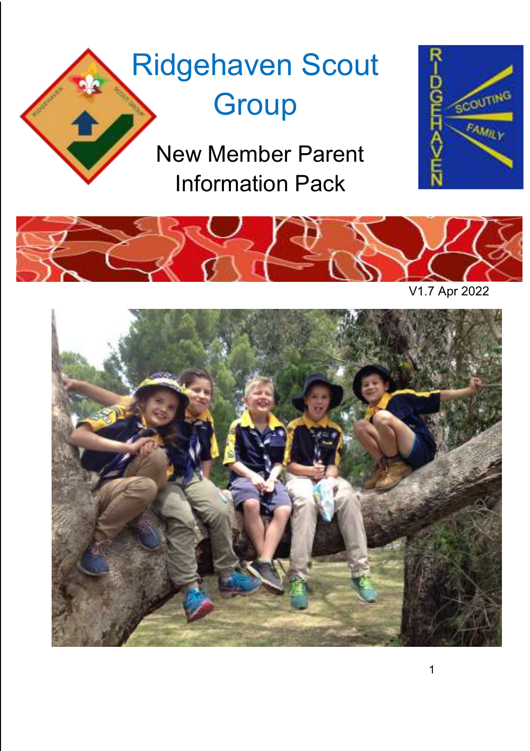# Ridgehaven Scout Group

## New Member Parent Information Pack

V1.7 Apr 2022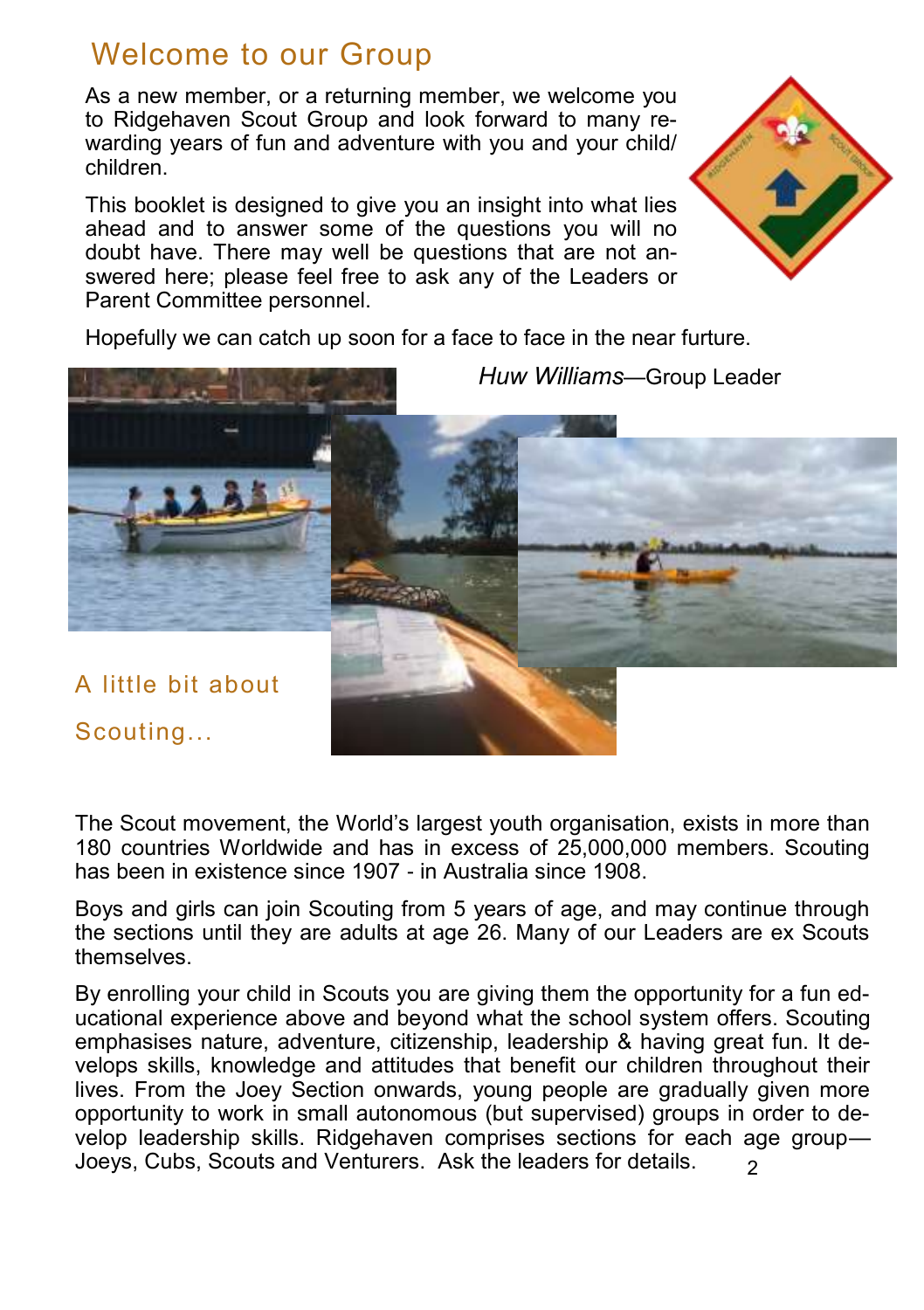# Welcome to our Group

As a new member, or a returning member, we welcome you to Ridgehaven Scout Group and look forward to many rewarding years of fun and adventure with you and your child/ children.

This booklet is designed to give you an insight into what lies ahead and to answer some of the questions you will no doubt have. There may well be questions that are not answered here; please feel free to ask any of the Leaders or Parent Committee personnel.

Hopefully we can catch up soon for a face to face in the near furture.

*Huw Williams*—Group Leader

## A little bit about Scouting...

The Scout movement, the World's largest youth organisation, exists in more than 180 countries Worldwide and has in excess of 25,000,000 members. Scouting has been in existence since 1907 - in Australia since 1908.

Boys and girls can join Scouting from 5 years of age, and may continue through the sections until they are adults at age 26. Many of our Leaders are ex Scouts themselves.

By enrolling your child in Scouts you are giving them the opportunity for a fun educational experience above and beyond what the school system offers. Scouting emphasises nature, adventure, citizenship, leadership & having great fun. It develops skills, knowledge and attitudes that benefit our children throughout their lives. From the Joey Section onwards, young people are gradually given more opportunity to work in small autonomous (but supervised) groups in order to develop leadership skills. Ridgehaven comprises sections for each age group—Joeys, Cubs, Scouts and Venturers. Ask the leaders for details.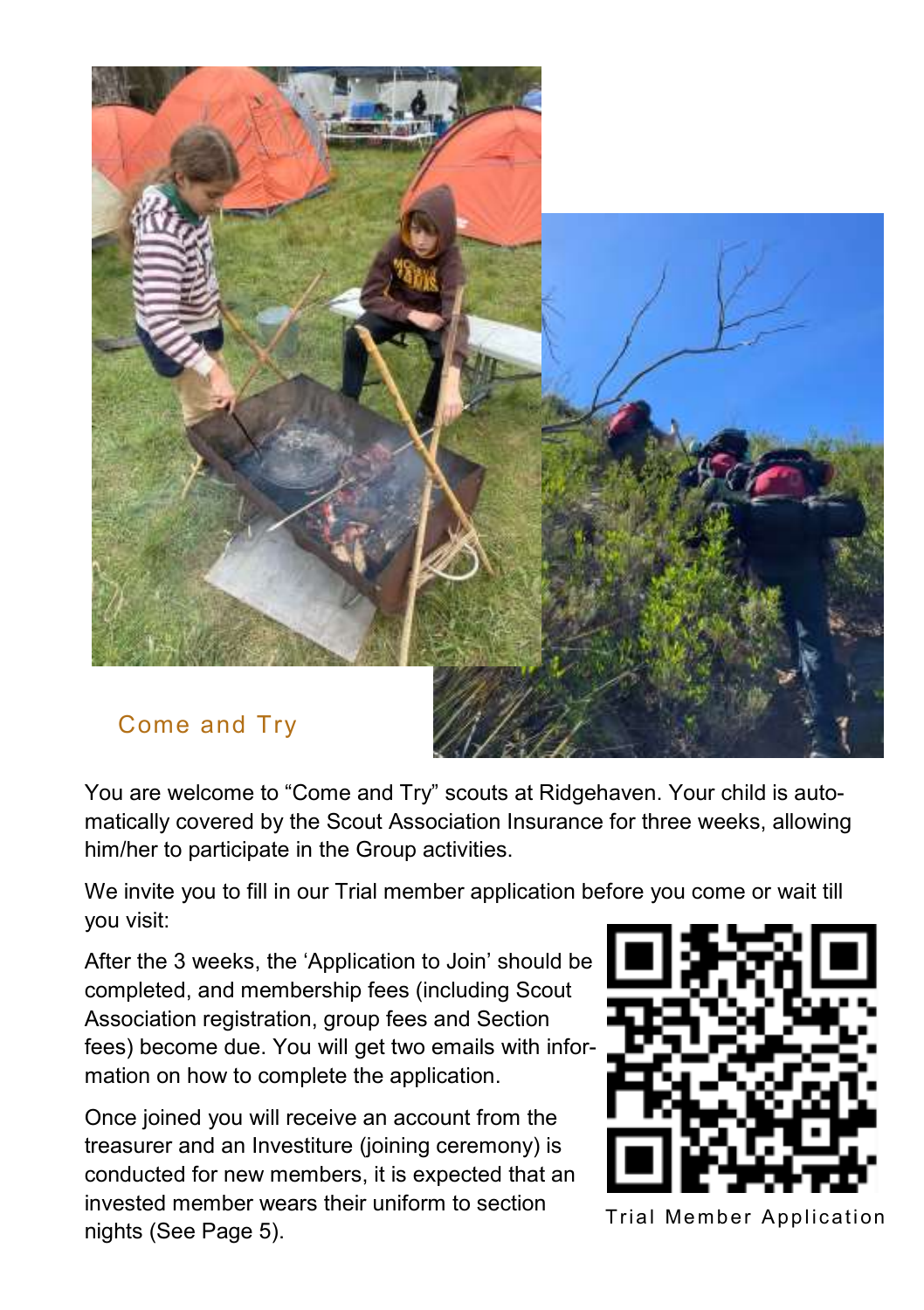## Come and Try

You are welcome to "Come and Try" scouts at Ridgehaven. Your child is automatically covered by the Scout Association Insurance for three weeks, allowing him/her to participate in the Group activities.

We invite you to fill in our Trial member application before you come or wait till you visit:

After the 3 weeks, the 'Application to Join' should be completed, and membership fees (including Scout Association registration, group fees and Section fees) become due. You will get two emails with information on how to complete the application.

Once joined you will receive an account from the treasurer and an Investiture (joining ceremony) is conducted for new members, it is expected that an invested member wears their uniform to section nights (See Page 5).

Trial Member Application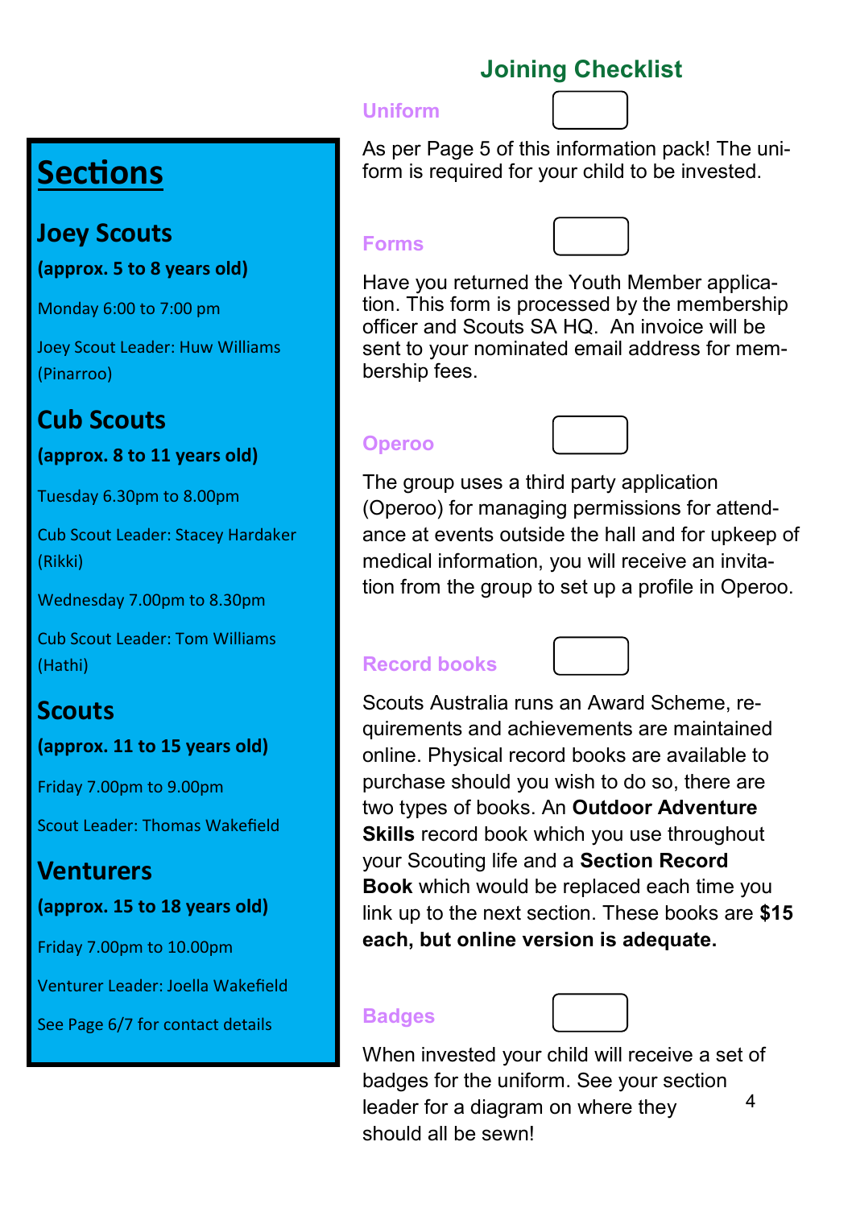# Sections

## Joey Scouts

**(approx. 5 to 8 years old)**

Monday 6:00 to 7:00 pm

Joey Scout Leader: Huw Williams (Pinarroo)

## Cub Scouts

**(approx. 8 to 11 years old)**

Tuesday 6.30pm to 8.00pm

Cub Scout Leader: Stacey Hardaker (Rikki)

Wednesday 7.00pm to 8.30pm

Cub Scout Leader: Tom Williams (Hathi)

## Scouts

**(approx. 11 to 15 years old)**

Friday 7.00pm to 9.00pm

Scout Leader: Thomas Wakefield

## Venturers

**(approx. 15 to 18 years old)**

Friday 7.00pm to 10.00pm

Venturer Leader: Joella Wakefield

See Page 6/7 for contact details

# Joining Checklist

### Uniform ☐

As per Page 5 of this information pack! The uniform is required for your child to be invested.

### Forms ☐

Have you returned the Youth Member application. This form is processed by the membership officer and Scouts SA HQ. An invoice will be sent to your nominated email address for membership fees.

### Operoo ☐

The group uses a third party application (Operoo) for managing permissions for attendance at events outside the hall and for upkeep of medical information, you will receive an invitation from the group to set up a profile in Operoo.

### Record books ☐

Scouts Australia runs an Award Scheme, requirements and achievements are maintained online. Physical record books are available to purchase should you wish to do so, there are two types of books. An **Outdoor Adventure Skills** record book which you use throughout your Scouting life and a **Section Record Book** which would be replaced each time you link up to the next section. These books are **$15 each, but online version is adequate.**

### Badges ☐

When invested your child will receive a set of badges for the uniform. See your section leader for a diagram on where they should all be sewn!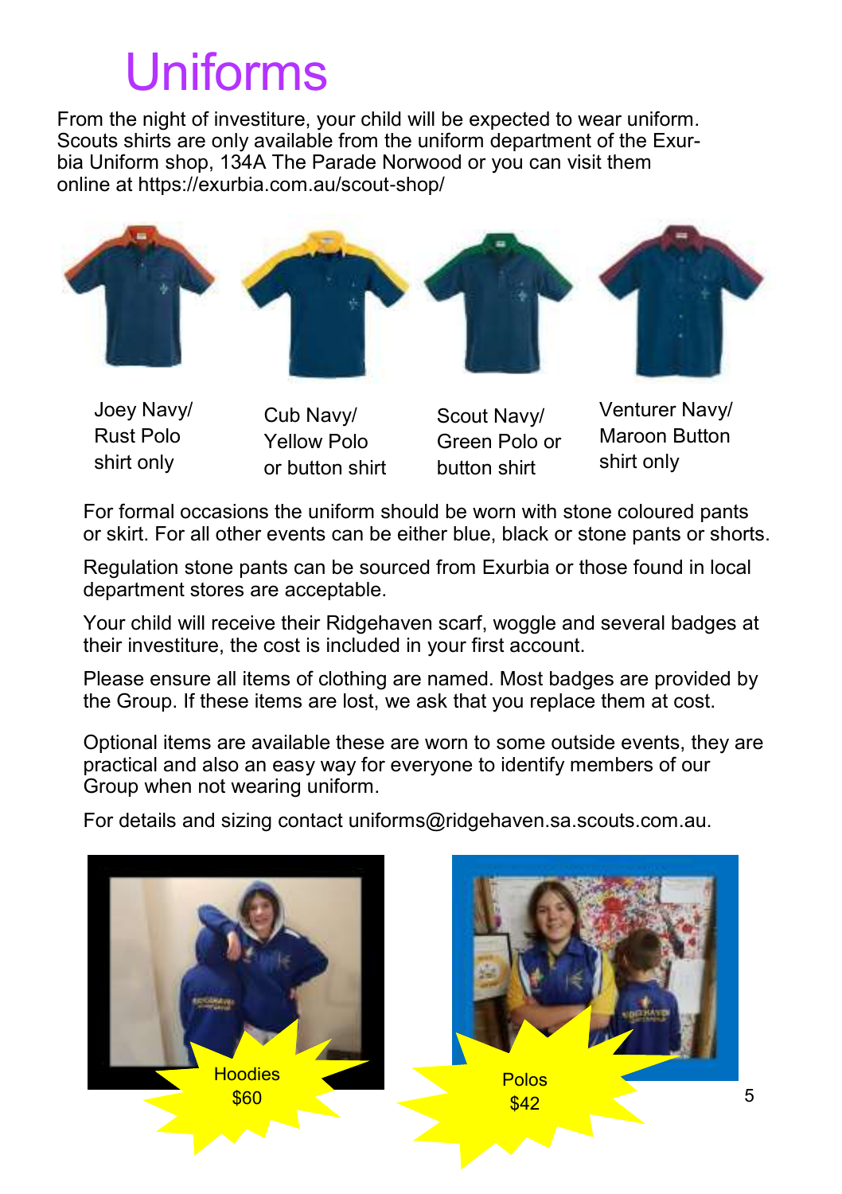# Uniforms

From the night of investiture, your child will be expected to wear uniform. Scouts shirts are only available from the uniform department of the Exurbia Uniform shop, 134A The Parade Norwood or you can visit them online at https://exurbia.com.au/scout-shop/

Joey Navy/ Rust Polo shirt only

Cub Navy/ Yellow Polo or button shirt

Scout Navy/ Green Polo or button shirt

Venturer Navy/ Maroon Button shirt only

For formal occasions the uniform should be worn with stone coloured pants or skirt. For all other events can be either blue, black or stone pants or shorts.

Regulation stone pants can be sourced from Exurbia or those found in local department stores are acceptable.

Your child will receive their Ridgehaven scarf, woggle and several badges at their investiture, the cost is included in your first account.

Please ensure all items of clothing are named. Most badges are provided by the Group. If these items are lost, we ask that you replace them at cost.

Optional items are available these are worn to some outside events, they are practical and also an easy way for everyone to identify members of our Group when not wearing uniform.

For details and sizing contact uniforms@ridgehaven.sa.scouts.com.au.

Hoodies $60

Polos $42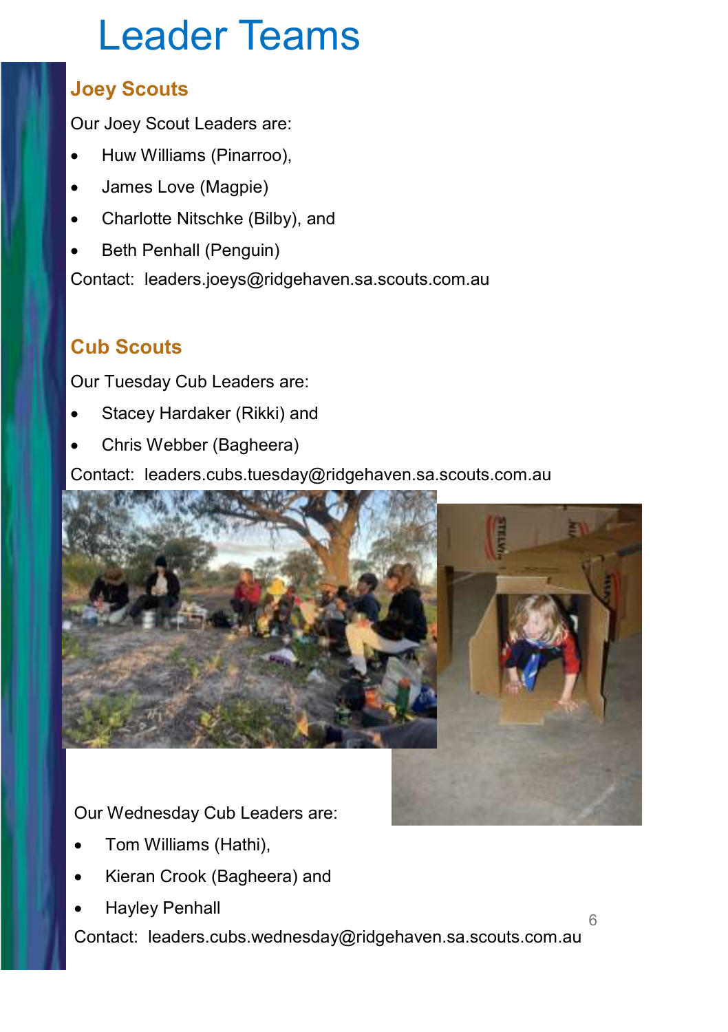# Leader Teams

## Joey Scouts

Our Joey Scout Leaders are:

- Huw Williams (Pinarroo),
- James Love (Magpie)
- Charlotte Nitschke (Bilby), and
- Beth Penhall (Penguin)

Contact: leaders.joeys@ridgehaven.sa.scouts.com.au

## Cub Scouts

Our Tuesday Cub Leaders are:

- Stacey Hardaker (Rikki) and
- Chris Webber (Bagheera)

Contact: leaders.cubs.tuesday@ridgehaven.sa.scouts.com.au

Our Wednesday Cub Leaders are:

- Tom Williams (Hathi),
- Kieran Crook (Bagheera) and
- Hayley Penhall

Contact: leaders.cubs.wednesday@ridgehaven.sa.scouts.com.au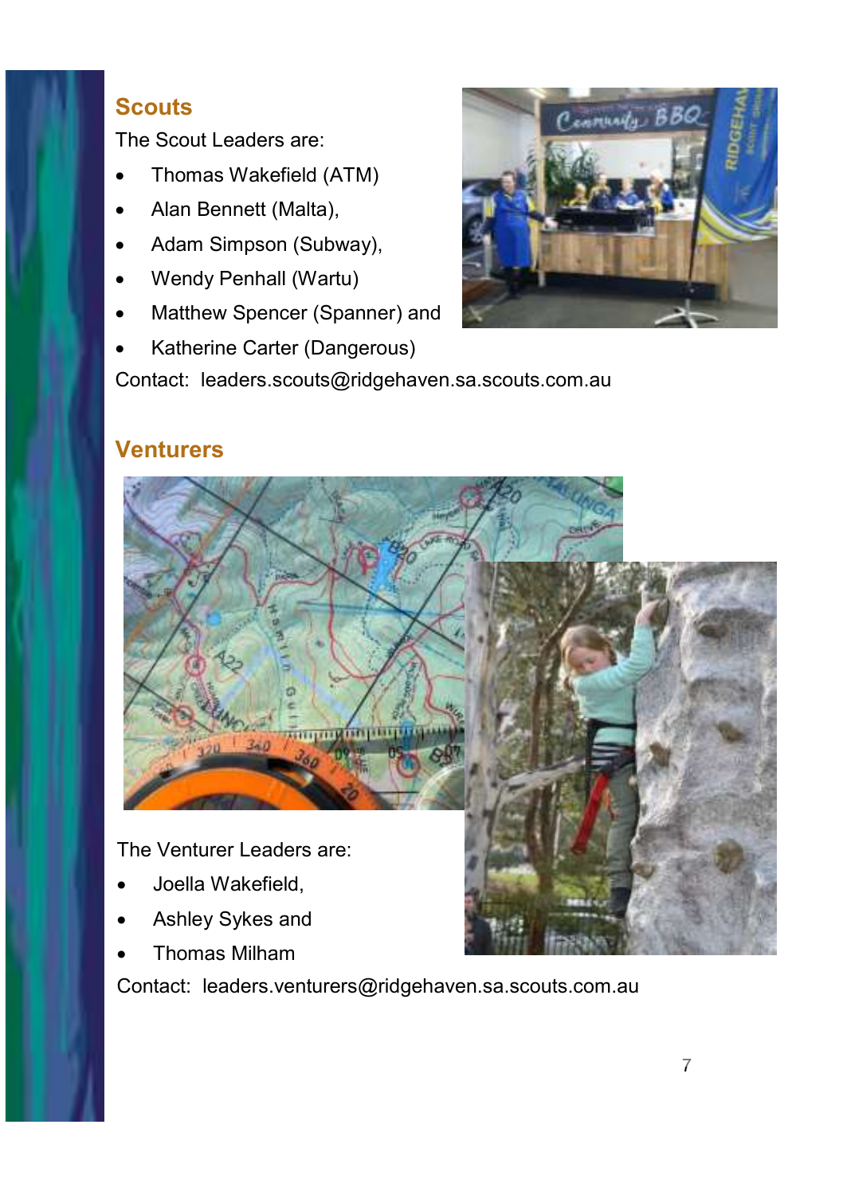## Scouts

The Scout Leaders are:

- Thomas Wakefield (ATM)
- Alan Bennett (Malta),
- Adam Simpson (Subway),
- Wendy Penhall (Wartu)
- Matthew Spencer (Spanner) and
- Katherine Carter (Dangerous)

Contact: leaders.scouts@ridgehaven.sa.scouts.com.au

## Venturers

The Venturer Leaders are:

- Joella Wakefield,
- Ashley Sykes and
- Thomas Milham

Contact: leaders.venturers@ridgehaven.sa.scouts.com.au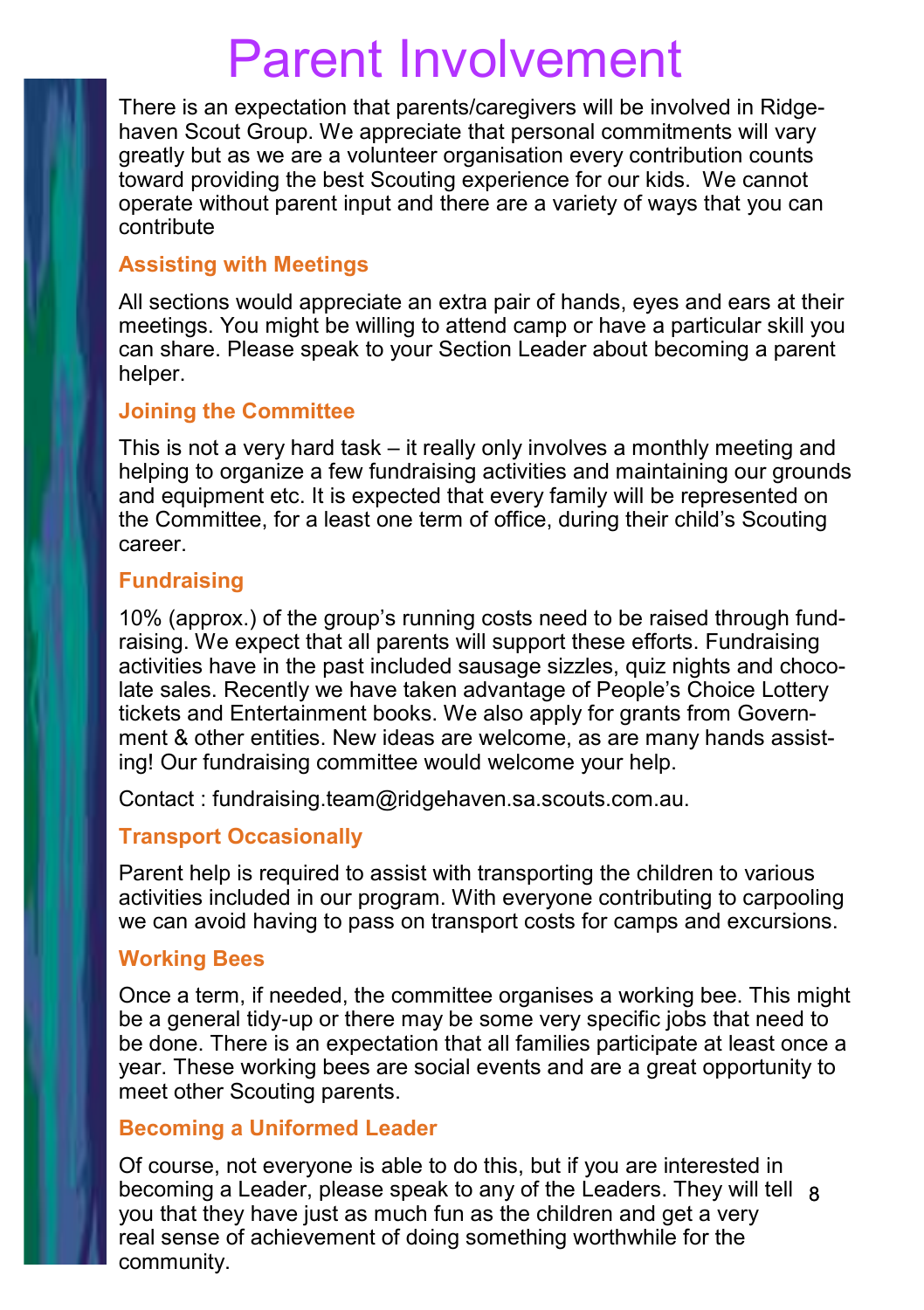# Parent Involvement

There is an expectation that parents/caregivers will be involved in Ridgehaven Scout Group. We appreciate that personal commitments will vary greatly but as we are a volunteer organisation every contribution counts toward providing the best Scouting experience for our kids. We cannot operate without parent input and there are a variety of ways that you can contribute

### Assisting with Meetings

All sections would appreciate an extra pair of hands, eyes and ears at their meetings. You might be willing to attend camp or have a particular skill you can share. Please speak to your Section Leader about becoming a parent helper.

### Joining the Committee

This is not a very hard task – it really only involves a monthly meeting and helping to organize a few fundraising activities and maintaining our grounds and equipment etc. It is expected that every family will be represented on the Committee, for a least one term of office, during their child's Scouting career.

### Fundraising

10% (approx.) of the group's running costs need to be raised through fundraising. We expect that all parents will support these efforts. Fundraising activities have in the past included sausage sizzles, quiz nights and chocolate sales. Recently we have taken advantage of People's Choice Lottery tickets and Entertainment books. We also apply for grants from Government & other entities. New ideas are welcome, as are many hands assisting! Our fundraising committee would welcome your help.

Contact : fundraising.team@ridgehaven.sa.scouts.com.au.

### Transport Occasionally

Parent help is required to assist with transporting the children to various activities included in our program. With everyone contributing to carpooling we can avoid having to pass on transport costs for camps and excursions.

### Working Bees

Once a term, if needed, the committee organises a working bee. This might be a general tidy-up or there may be some very specific jobs that need to be done. There is an expectation that all families participate at least once a year. These working bees are social events and are a great opportunity to meet other Scouting parents.

### Becoming a Uniformed Leader

Of course, not everyone is able to do this, but if you are interested in becoming a Leader, please speak to any of the Leaders. They will tell you that they have just as much fun as the children and get a very real sense of achievement of doing something worthwhile for the community.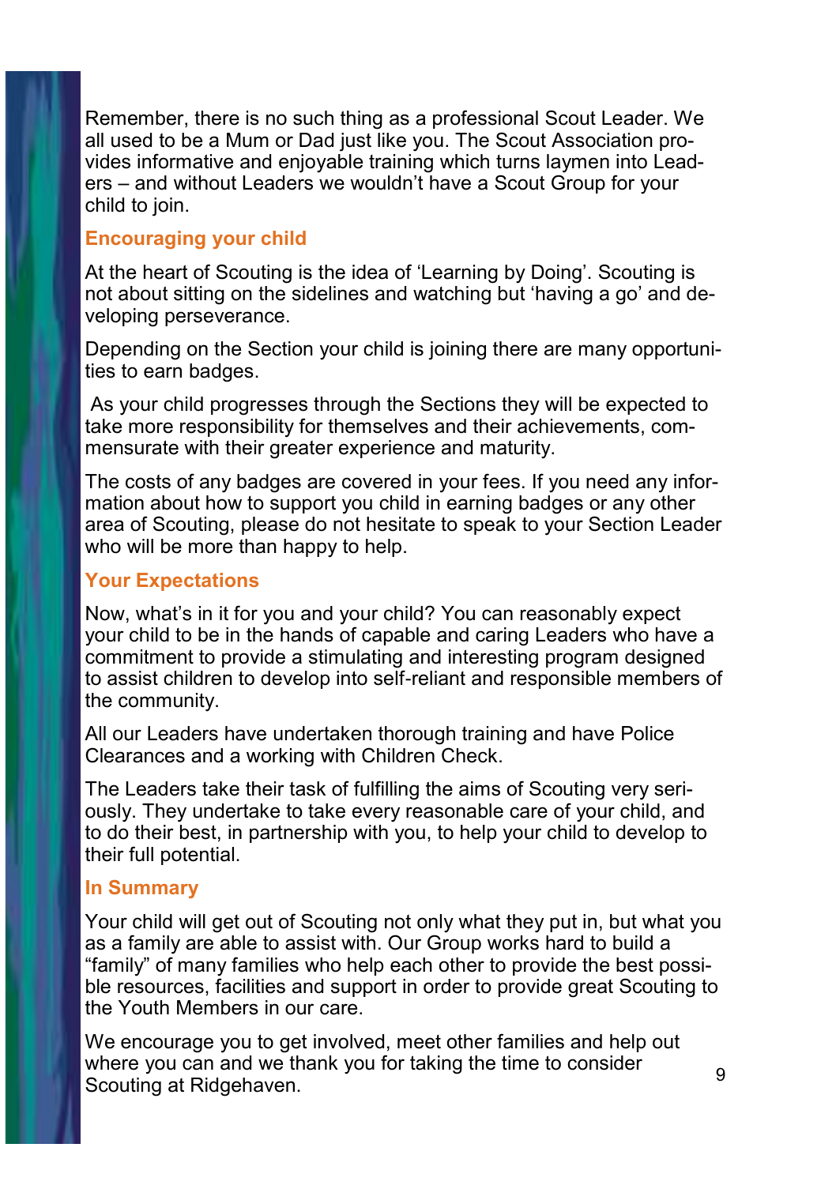Remember, there is no such thing as a professional Scout Leader. We all used to be a Mum or Dad just like you. The Scout Association provides informative and enjoyable training which turns laymen into Leaders – and without Leaders we wouldn't have a Scout Group for your child to join.

## Encouraging your child

At the heart of Scouting is the idea of 'Learning by Doing'. Scouting is not about sitting on the sidelines and watching but 'having a go' and developing perseverance.

Depending on the Section your child is joining there are many opportunities to earn badges.

As your child progresses through the Sections they will be expected to take more responsibility for themselves and their achievements, commensurate with their greater experience and maturity.

The costs of any badges are covered in your fees. If you need any information about how to support you child in earning badges or any other area of Scouting, please do not hesitate to speak to your Section Leader who will be more than happy to help.

## Your Expectations

Now, what's in it for you and your child? You can reasonably expect your child to be in the hands of capable and caring Leaders who have a commitment to provide a stimulating and interesting program designed to assist children to develop into self-reliant and responsible members of the community.

All our Leaders have undertaken thorough training and have Police Clearances and a working with Children Check.

The Leaders take their task of fulfilling the aims of Scouting very seriously. They undertake to take every reasonable care of your child, and to do their best, in partnership with you, to help your child to develop to their full potential.

## In Summary

Your child will get out of Scouting not only what they put in, but what you as a family are able to assist with. Our Group works hard to build a "family" of many families who help each other to provide the best possible resources, facilities and support in order to provide great Scouting to the Youth Members in our care.

We encourage you to get involved, meet other families and help out where you can and we thank you for taking the time to consider Scouting at Ridgehaven.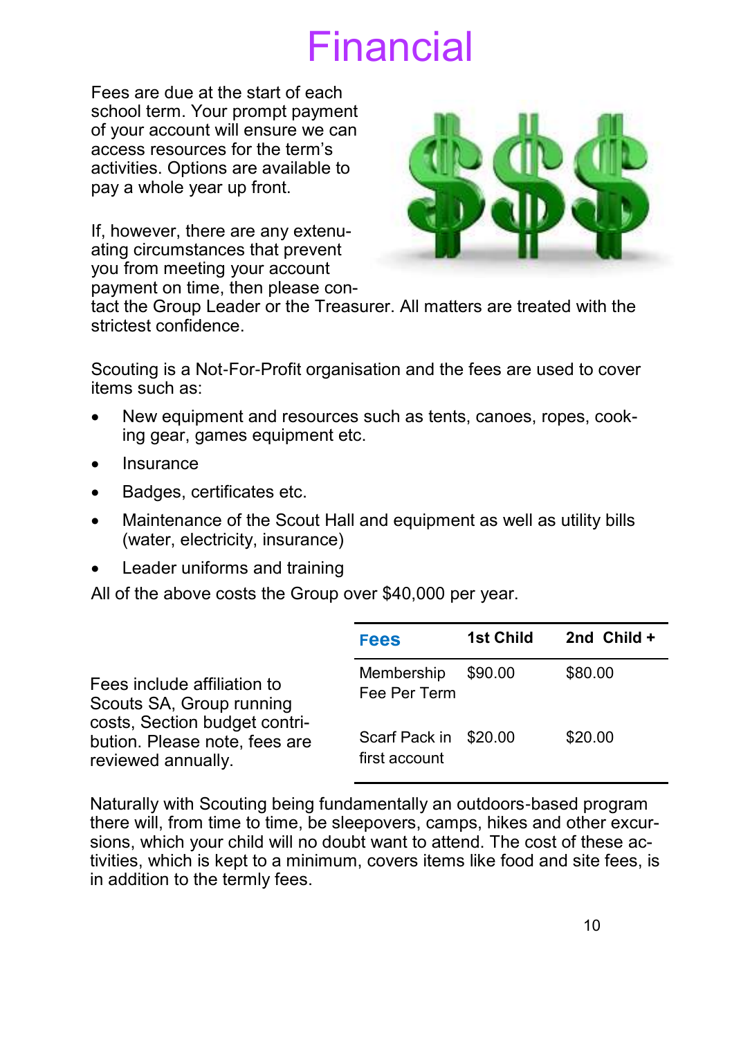# Financial

Fees are due at the start of each school term. Your prompt payment of your account will ensure we can access resources for the term's activities. Options are available to pay a whole year up front.

If, however, there are any extenuating circumstances that prevent you from meeting your account payment on time, then please contact the Group Leader or the Treasurer. All matters are treated with the strictest confidence.

Scouting is a Not-For-Profit organisation and the fees are used to cover items such as:

- New equipment and resources such as tents, canoes, ropes, cooking gear, games equipment etc.
- Insurance
- Badges, certificates etc.
- Maintenance of the Scout Hall and equipment as well as utility bills (water, electricity, insurance)
- Leader uniforms and training

All of the above costs the Group over $40,000 per year.

Fees include affiliation to Scouts SA, Group running costs, Section budget contribution. Please note, fees are reviewed annually.

| Fees | 1st Child | 2nd Child + |
| --- | --- | --- |
| Membership Fee Per Term | $90.00 | $80.00 |
| Scarf Pack in first account | $20.00 | $20.00 |

Naturally with Scouting being fundamentally an outdoors-based program there will, from time to time, be sleepovers, camps, hikes and other excursions, which your child will no doubt want to attend. The cost of these activities, which is kept to a minimum, covers items like food and site fees, is in addition to the termly fees.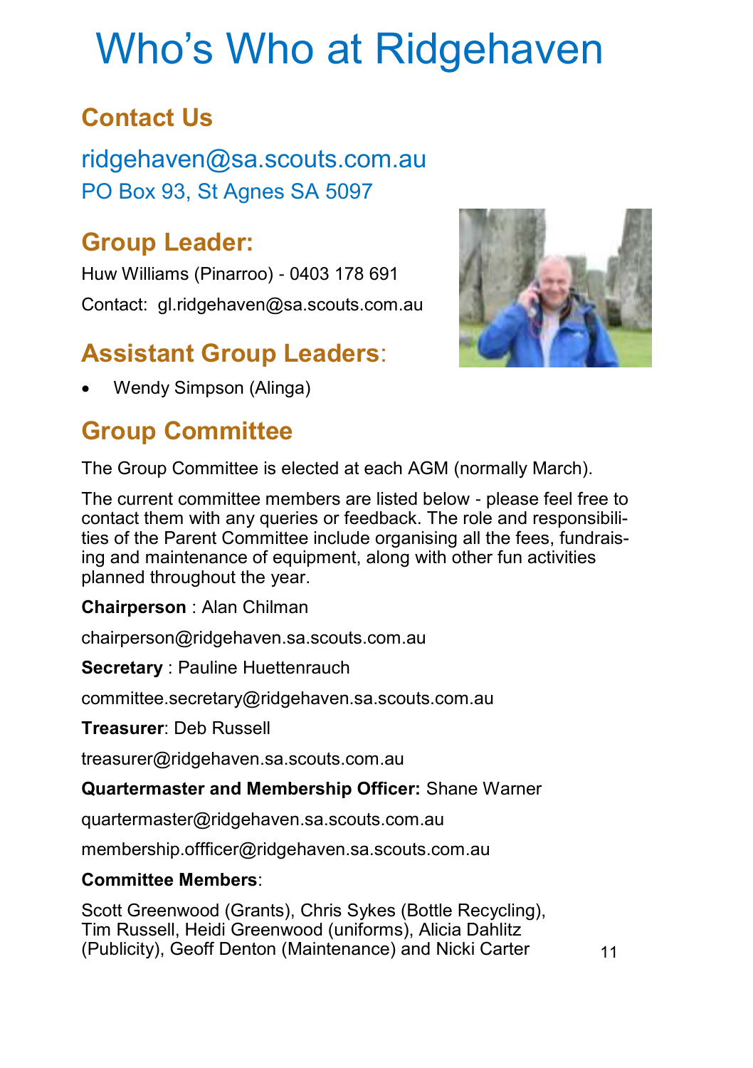# Who's Who at Ridgehaven

## Contact Us

ridgehaven@sa.scouts.com.au

PO Box 93, St Agnes SA 5097

## Group Leader:

Huw Williams (Pinarroo) - 0403 178 691

Contact: gl.ridgehaven@sa.scouts.com.au

## Assistant Group Leaders:

- Wendy Simpson (Alinga)

## Group Committee

The Group Committee is elected at each AGM (normally March).

The current committee members are listed below - please feel free to contact them with any queries or feedback. The role and responsibilities of the Parent Committee include organising all the fees, fundraising and maintenance of equipment, along with other fun activities planned throughout the year.

**Chairperson** : Alan Chilman

chairperson@ridgehaven.sa.scouts.com.au

**Secretary** : Pauline Huettenrauch

committee.secretary@ridgehaven.sa.scouts.com.au

**Treasurer**: Deb Russell

treasurer@ridgehaven.sa.scouts.com.au

**Quartermaster and Membership Officer:** Shane Warner

quartermaster@ridgehaven.sa.scouts.com.au

membership.offficer@ridgehaven.sa.scouts.com.au

**Committee Members**:

Scott Greenwood (Grants), Chris Sykes (Bottle Recycling), Tim Russell, Heidi Greenwood (uniforms), Alicia Dahlitz (Publicity), Geoff Denton (Maintenance) and Nicki Carter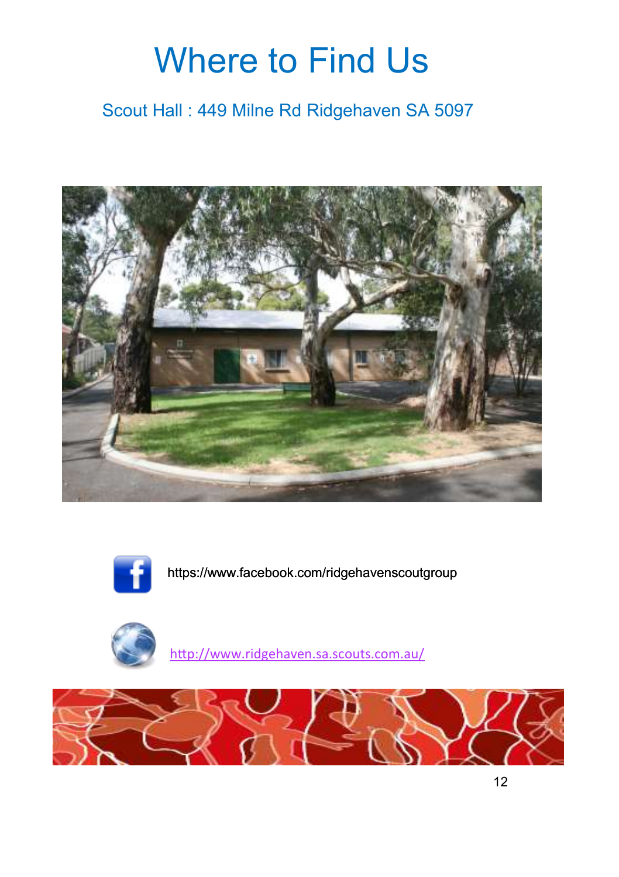# Where to Find Us

Scout Hall : 449 Milne Rd Ridgehaven SA 5097

https://www.facebook.com/ridgehavenscoutgroup

http://www.ridgehaven.sa.scouts.com.au/